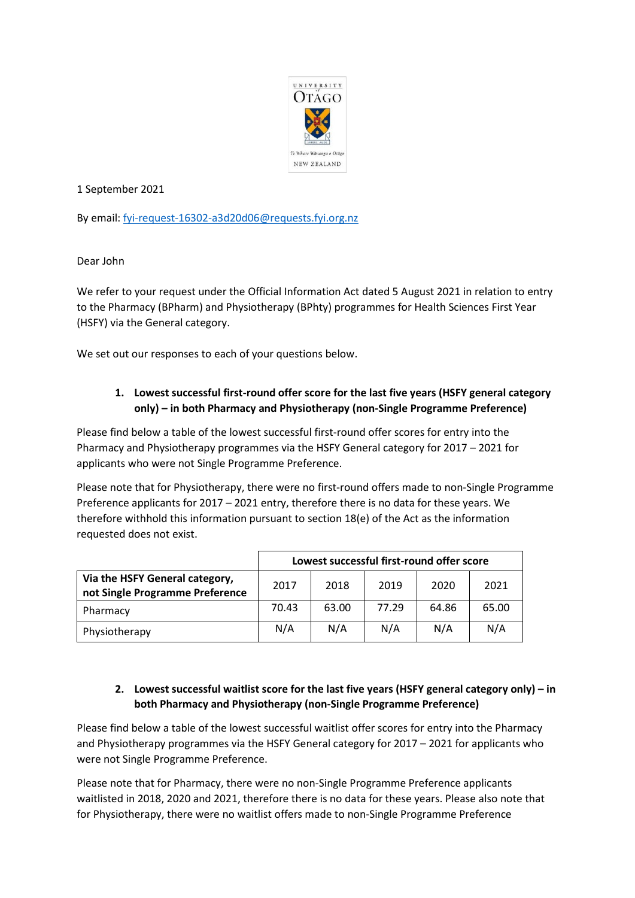1 September 2021

By email: fyi-request-16302-a3d20d06@requests.fyi.org.nz

Dear John

We refer to your request under the Official Information Act dated 5 August 2021 in relation to entry to the Pharmacy (BPharm) and Physiotherapy (BPhty) programmes for Health Sciences First Year (HSFY) via the General category.

We set out our responses to each of your questions below.

1. **Lowest successful first-round offer score for the last five years (HSFY general category only) – in both Pharmacy and Physiotherapy (non-Single Programme Preference)**

Please find below a table of the lowest successful first-round offer scores for entry into the Pharmacy and Physiotherapy programmes via the HSFY General category for 2017 – 2021 for applicants who were not Single Programme Preference.

Please note that for Physiotherapy, there were no first-round offers made to non-Single Programme Preference applicants for 2017 – 2021 entry, therefore there is no data for these years. We therefore withhold this information pursuant to section 18(e) of the Act as the information requested does not exist.

| | Lowest successful first-round offer score | | | | |
|---|---|---|---|---|---|
| **Via the HSFY General category, not Single Programme Preference** | 2017 | 2018 | 2019 | 2020 | 2021 |
| Pharmacy | 70.43 | 63.00 | 77.29 | 64.86 | 65.00 |
| Physiotherapy | N/A | N/A | N/A | N/A | N/A |

2. **Lowest successful waitlist score for the last five years (HSFY general category only) – in both Pharmacy and Physiotherapy (non-Single Programme Preference)**

Please find below a table of the lowest successful waitlist offer scores for entry into the Pharmacy and Physiotherapy programmes via the HSFY General category for 2017 – 2021 for applicants who were not Single Programme Preference.

Please note that for Pharmacy, there were no non-Single Programme Preference applicants waitlisted in 2018, 2020 and 2021, therefore there is no data for these years. Please also note that for Physiotherapy, there were no waitlist offers made to non-Single Programme Preference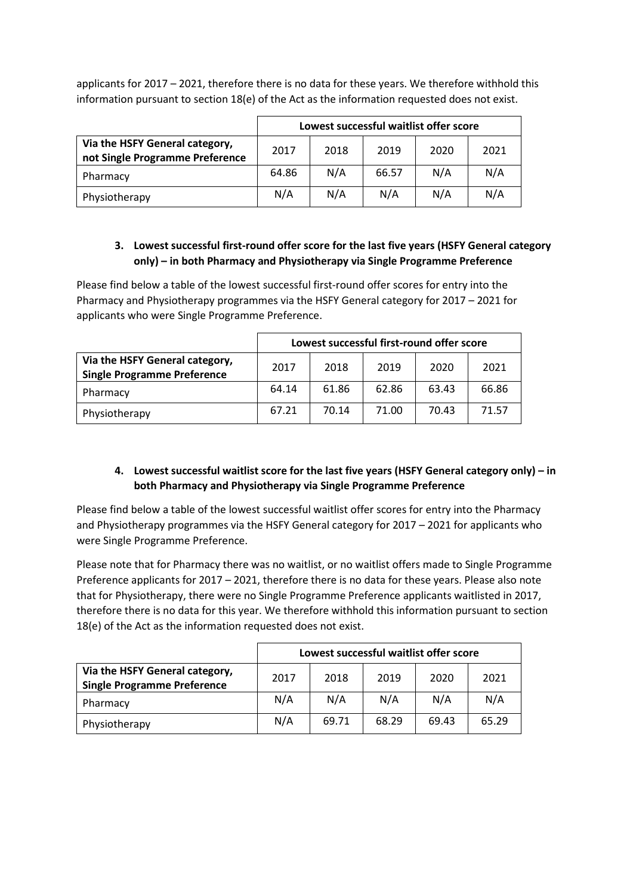applicants for 2017 – 2021, therefore there is no data for these years. We therefore withhold this information pursuant to section 18(e) of the Act as the information requested does not exist.

| | Lowest successful waitlist offer score | | | | |
|---|---|---|---|---|---|
| **Via the HSFY General category, not Single Programme Preference** | 2017 | 2018 | 2019 | 2020 | 2021 |
| Pharmacy | 64.86 | N/A | 66.57 | N/A | N/A |
| Physiotherapy | N/A | N/A | N/A | N/A | N/A |

**3. Lowest successful first-round offer score for the last five years (HSFY General category only) – in both Pharmacy and Physiotherapy via Single Programme Preference**

Please find below a table of the lowest successful first-round offer scores for entry into the Pharmacy and Physiotherapy programmes via the HSFY General category for 2017 – 2021 for applicants who were Single Programme Preference.

| | Lowest successful first-round offer score | | | | |
|---|---|---|---|---|---|
| **Via the HSFY General category, Single Programme Preference** | 2017 | 2018 | 2019 | 2020 | 2021 |
| Pharmacy | 64.14 | 61.86 | 62.86 | 63.43 | 66.86 |
| Physiotherapy | 67.21 | 70.14 | 71.00 | 70.43 | 71.57 |

**4. Lowest successful waitlist score for the last five years (HSFY General category only) – in both Pharmacy and Physiotherapy via Single Programme Preference**

Please find below a table of the lowest successful waitlist offer scores for entry into the Pharmacy and Physiotherapy programmes via the HSFY General category for 2017 – 2021 for applicants who were Single Programme Preference.

Please note that for Pharmacy there was no waitlist, or no waitlist offers made to Single Programme Preference applicants for 2017 – 2021, therefore there is no data for these years. Please also note that for Physiotherapy, there were no Single Programme Preference applicants waitlisted in 2017, therefore there is no data for this year. We therefore withhold this information pursuant to section 18(e) of the Act as the information requested does not exist.

| | Lowest successful waitlist offer score | | | | |
|---|---|---|---|---|---|
| **Via the HSFY General category, Single Programme Preference** | 2017 | 2018 | 2019 | 2020 | 2021 |
| Pharmacy | N/A | N/A | N/A | N/A | N/A |
| Physiotherapy | N/A | 69.71 | 68.29 | 69.43 | 65.29 |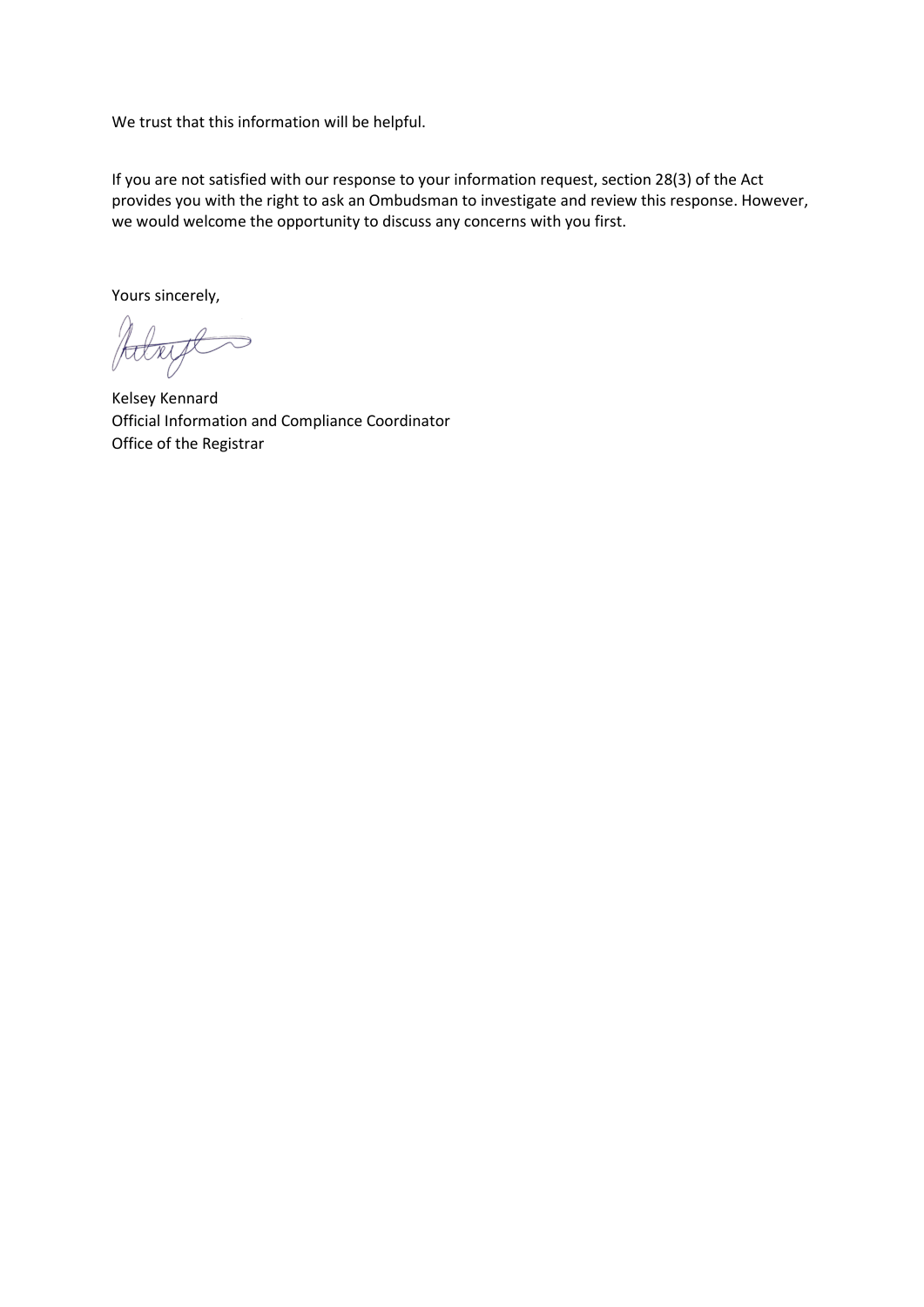We trust that this information will be helpful.

If you are not satisfied with our response to your information request, section 28(3) of the Act provides you with the right to ask an Ombudsman to investigate and review this response. However, we would welcome the opportunity to discuss any concerns with you first.

Yours sincerely,

Kelsey Kennard
Official Information and Compliance Coordinator
Office of the Registrar